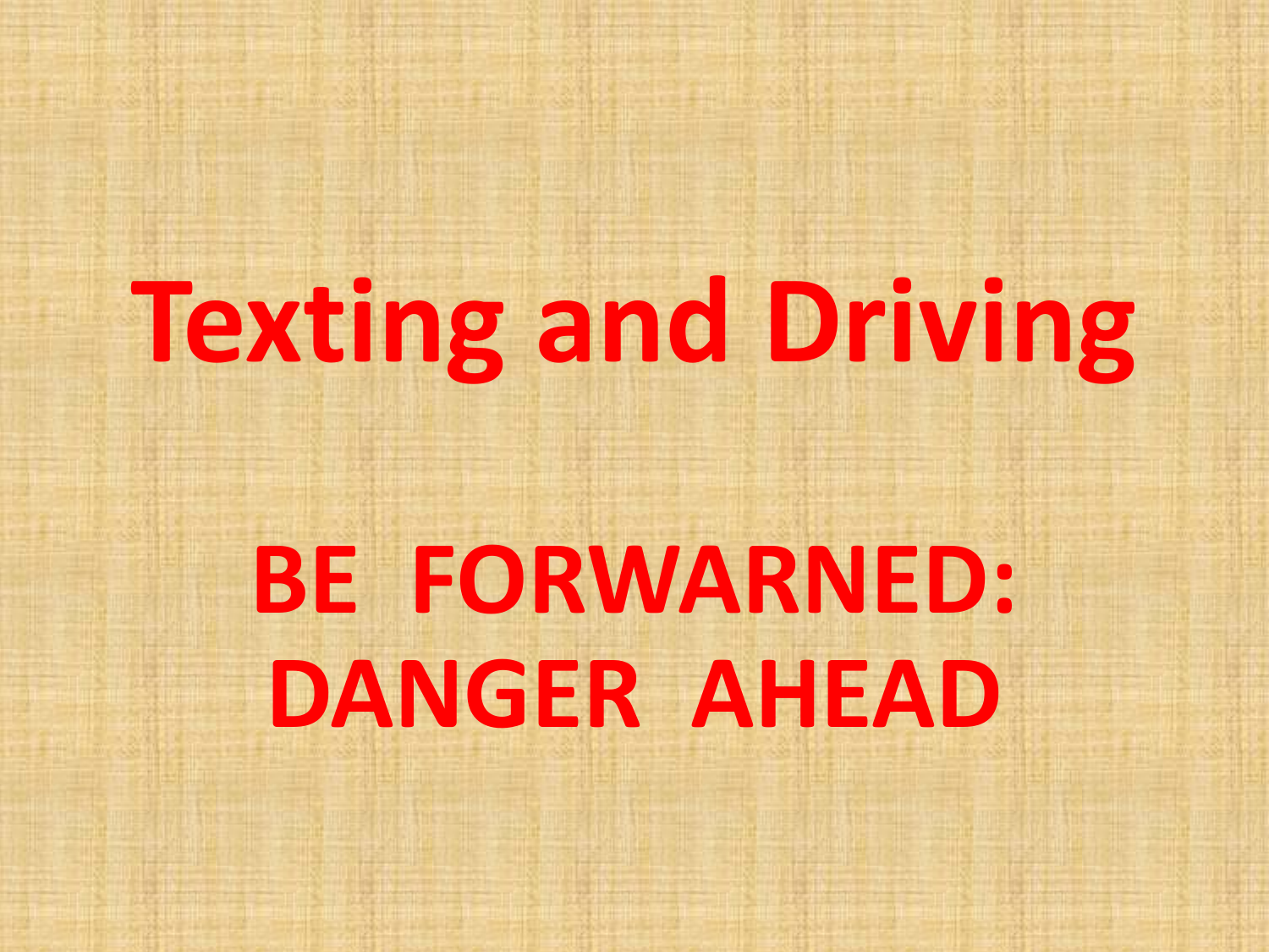# Texting and Driving

## BE FORWARNED: DANGER AHEAD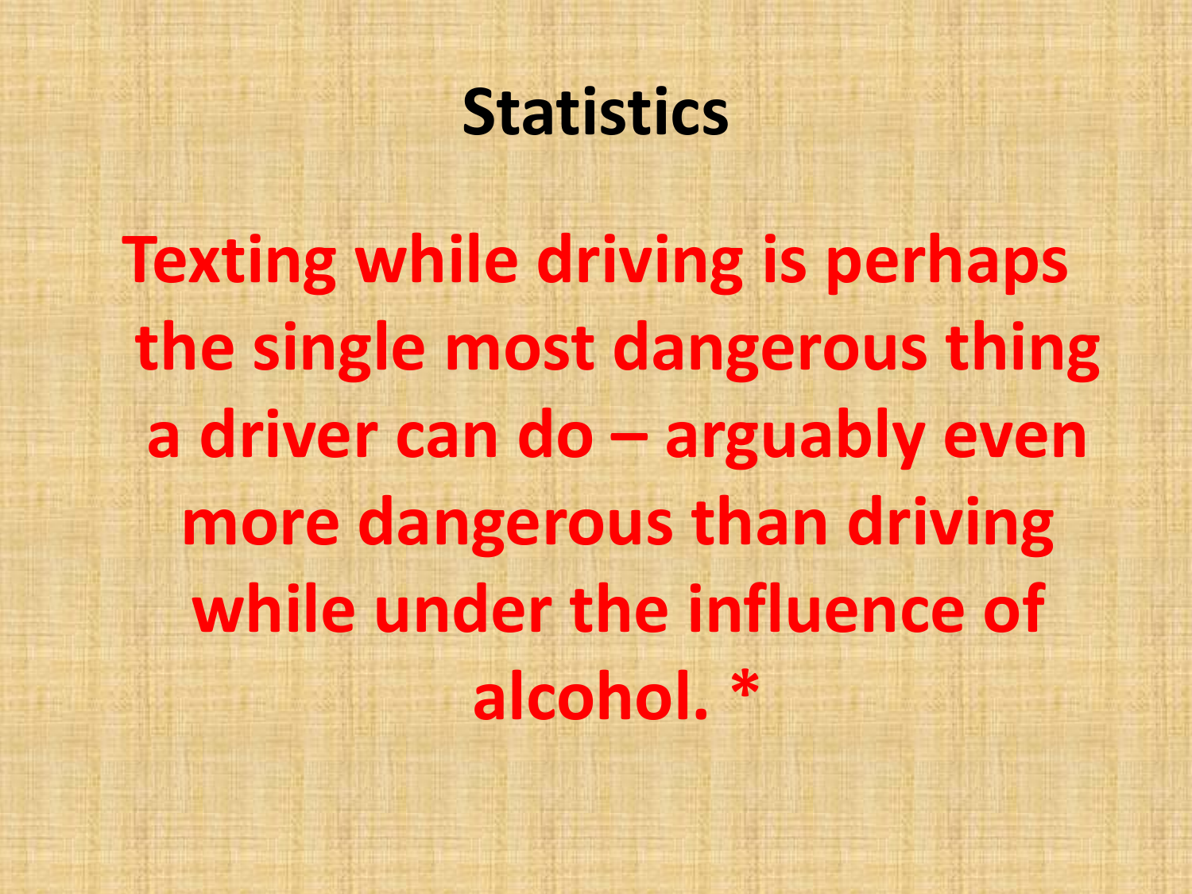# Statistics

Texting while driving is perhaps the single most dangerous thing a driver can do – arguably even more dangerous than driving while under the influence of alcohol. *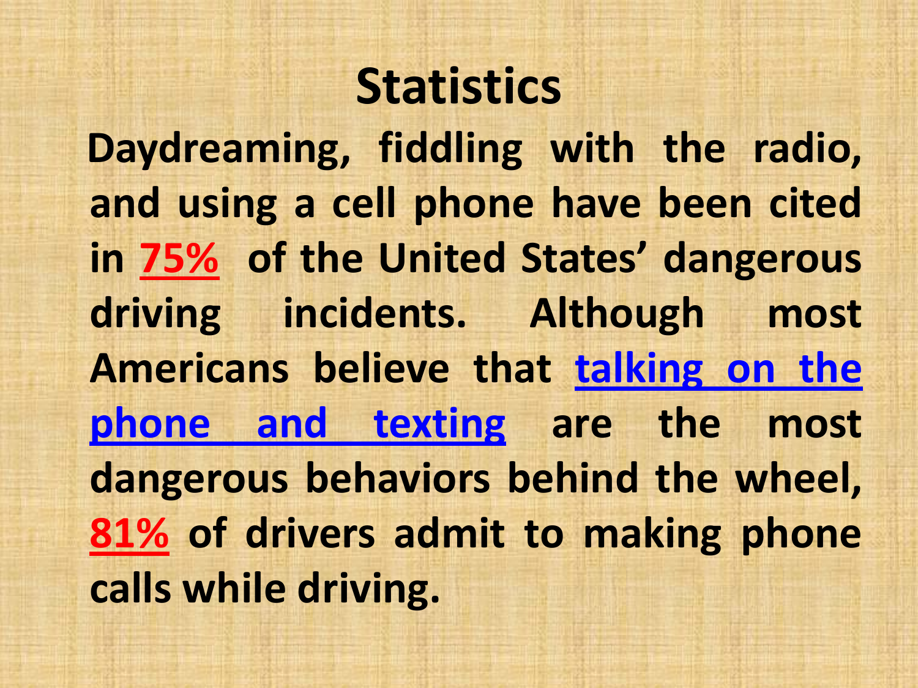# Statistics

**Daydreaming, fiddling with the radio, and using a cell phone have been cited in 75% of the United States' dangerous driving incidents. Although most Americans believe that talking on the phone and texting are the most dangerous behaviors behind the wheel, 81% of drivers admit to making phone calls while driving.**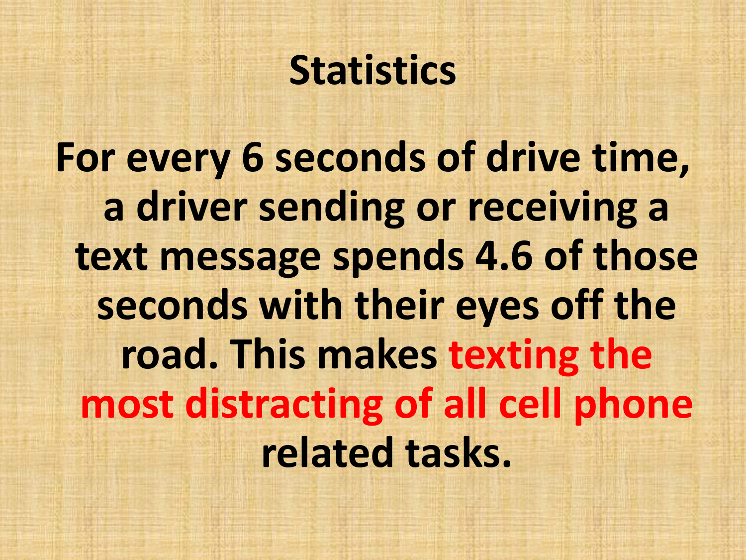# Statistics

**For every 6 seconds of drive time, a driver sending or receiving a text message spends 4.6 of those seconds with their eyes off the road. This makes texting the most distracting of all cell phone related tasks.**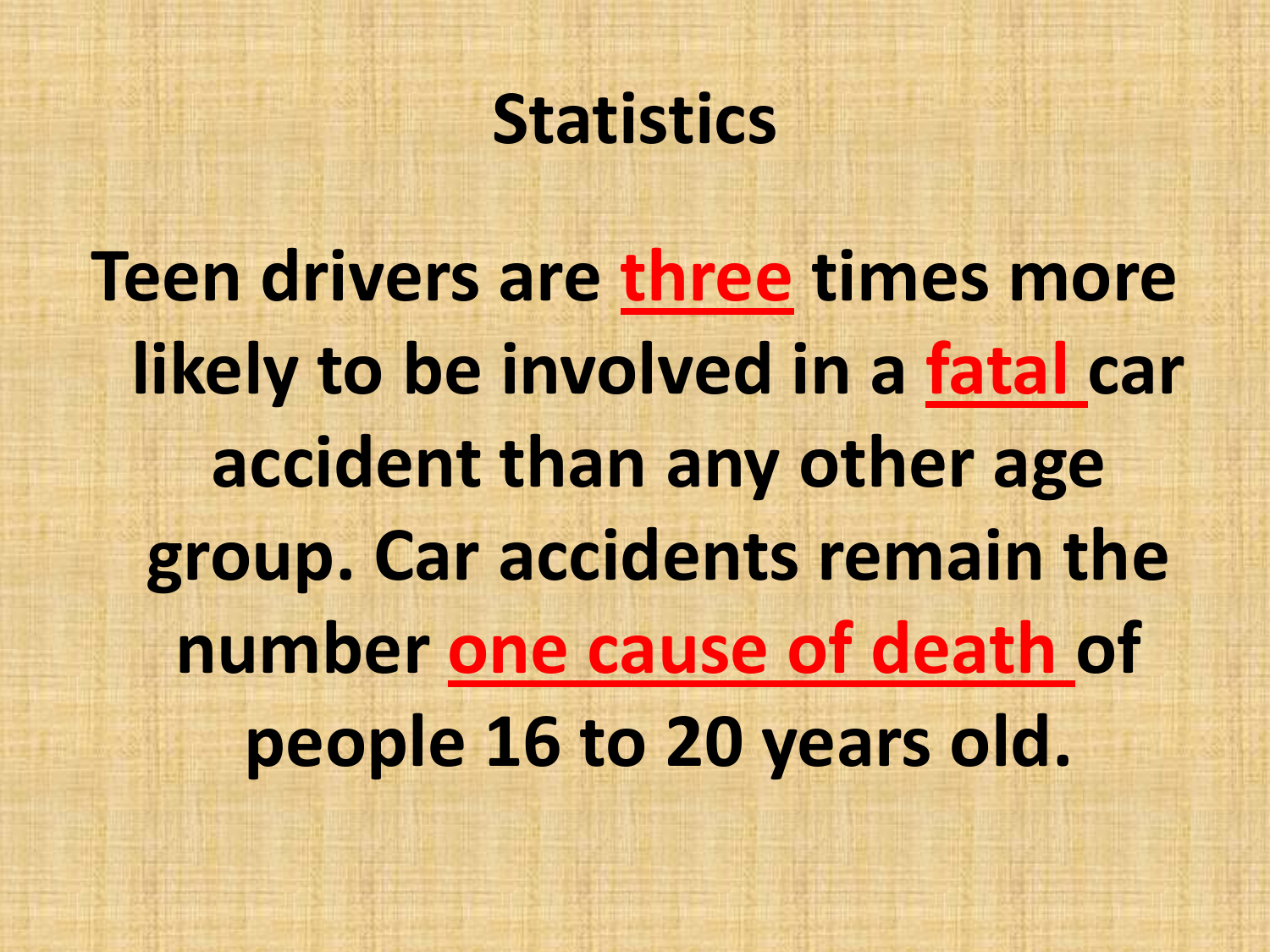# Statistics

Teen drivers are **three** times more likely to be involved in a **fatal** car accident than any other age group. Car accidents remain the number **one cause of death** of people 16 to 20 years old.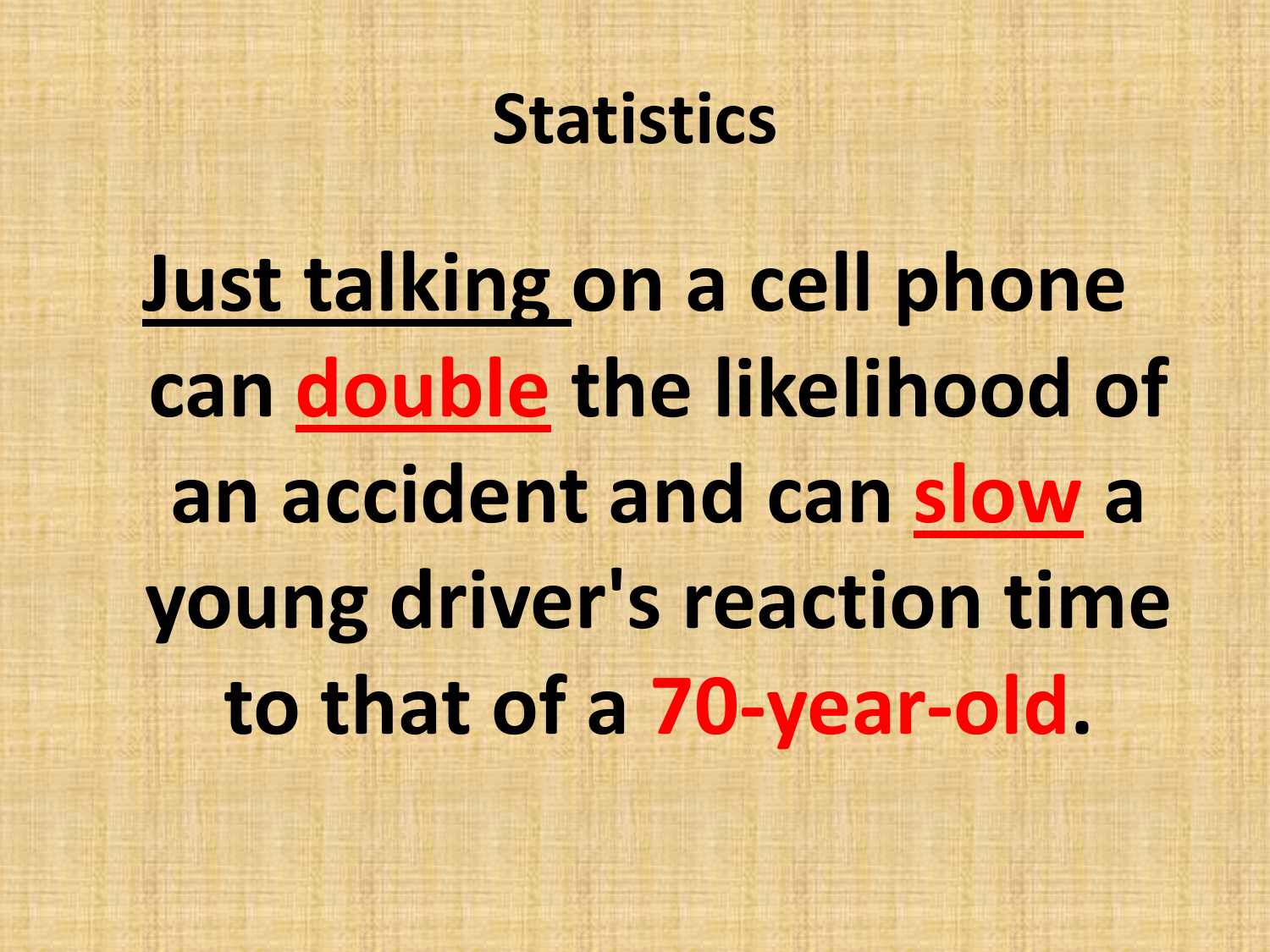# Statistics

**<u>Just talking</u> on a cell phone can <u>double</u> the likelihood of an accident and can <u>slow</u> a young driver's reaction time to that of a 70-year-old.**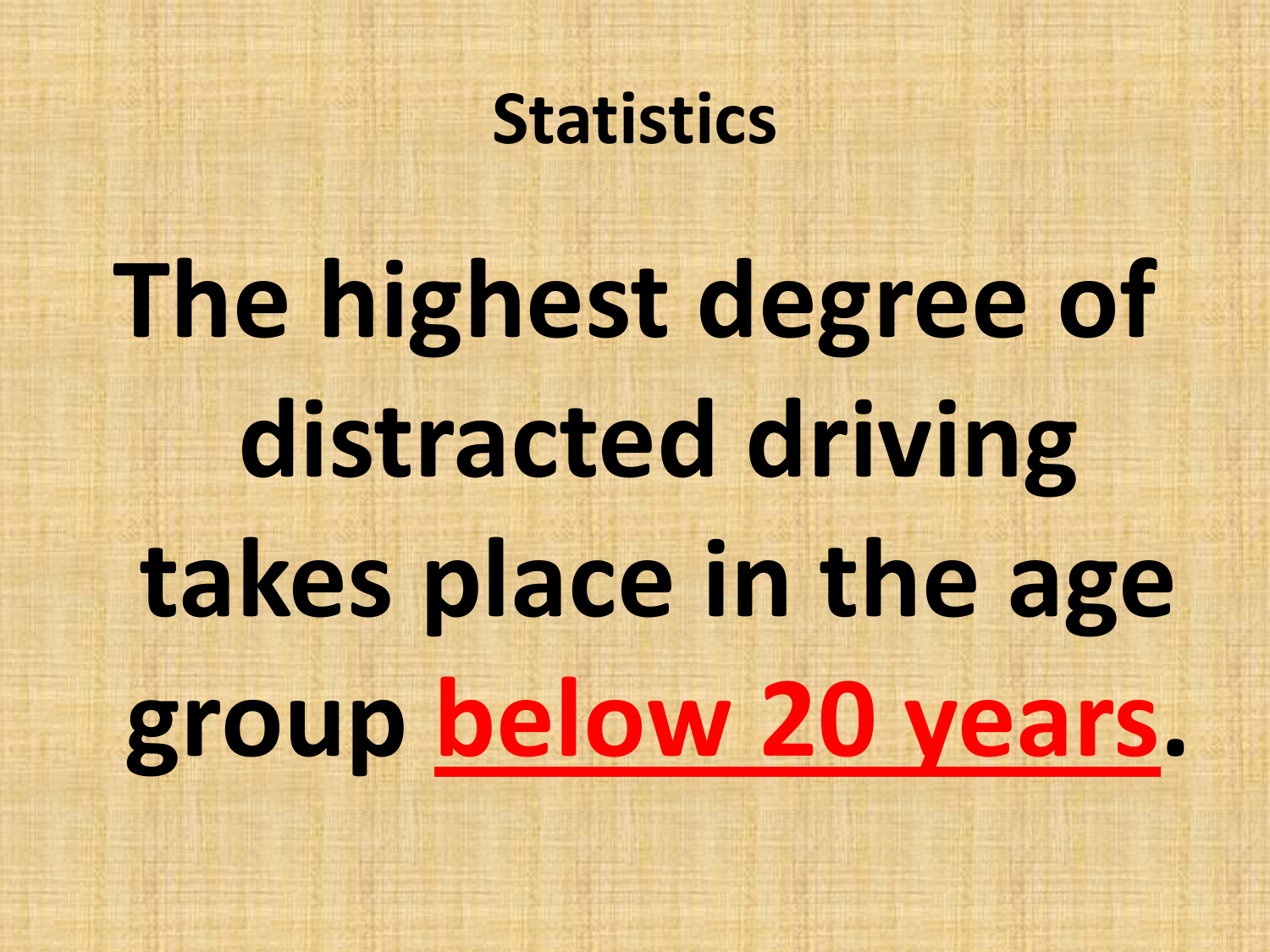# Statistics

**The highest degree of distracted driving takes place in the age group below 20 years.**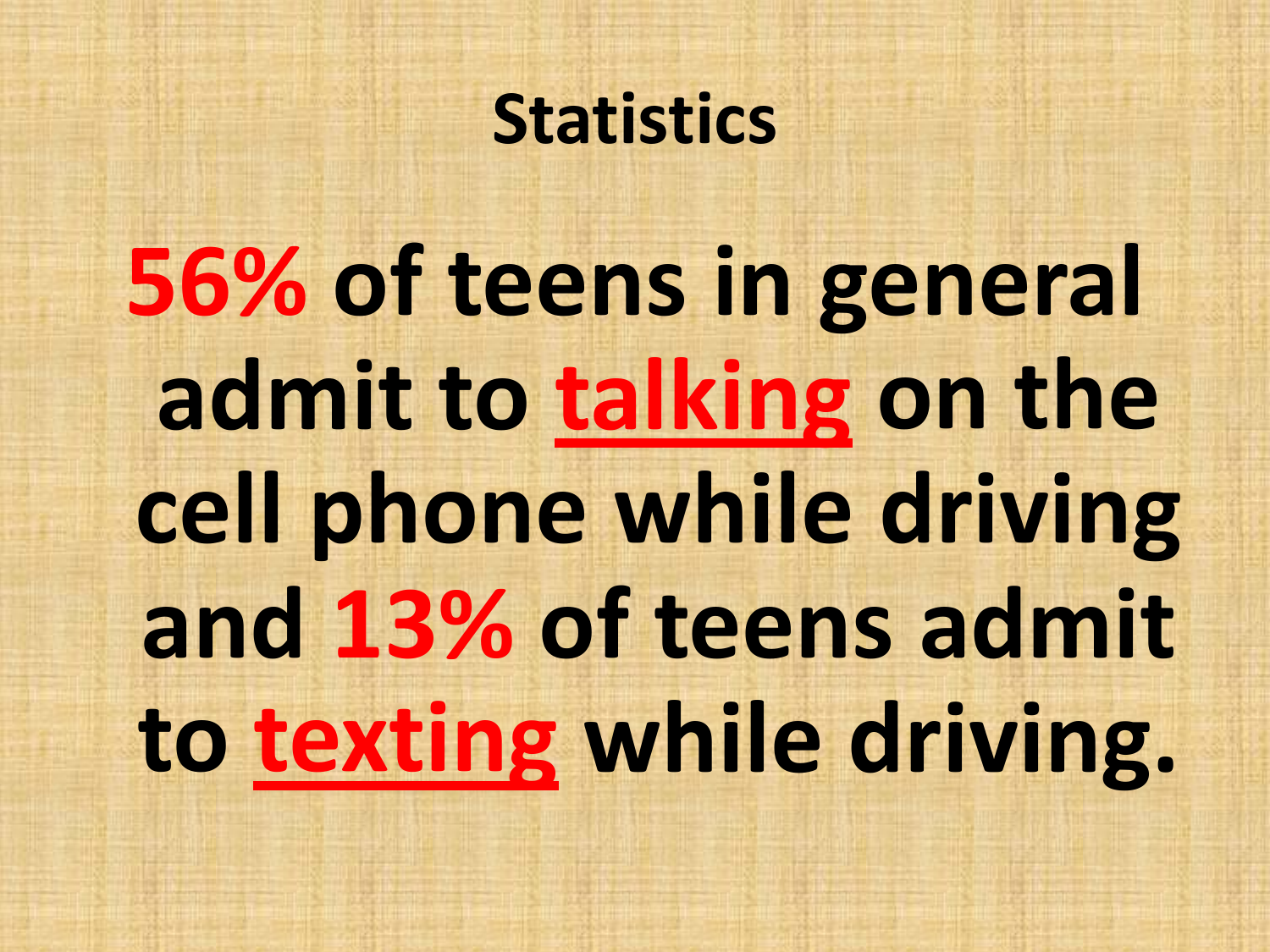# Statistics

**56% of teens in general admit to talking on the cell phone while driving and 13% of teens admit to texting while driving.**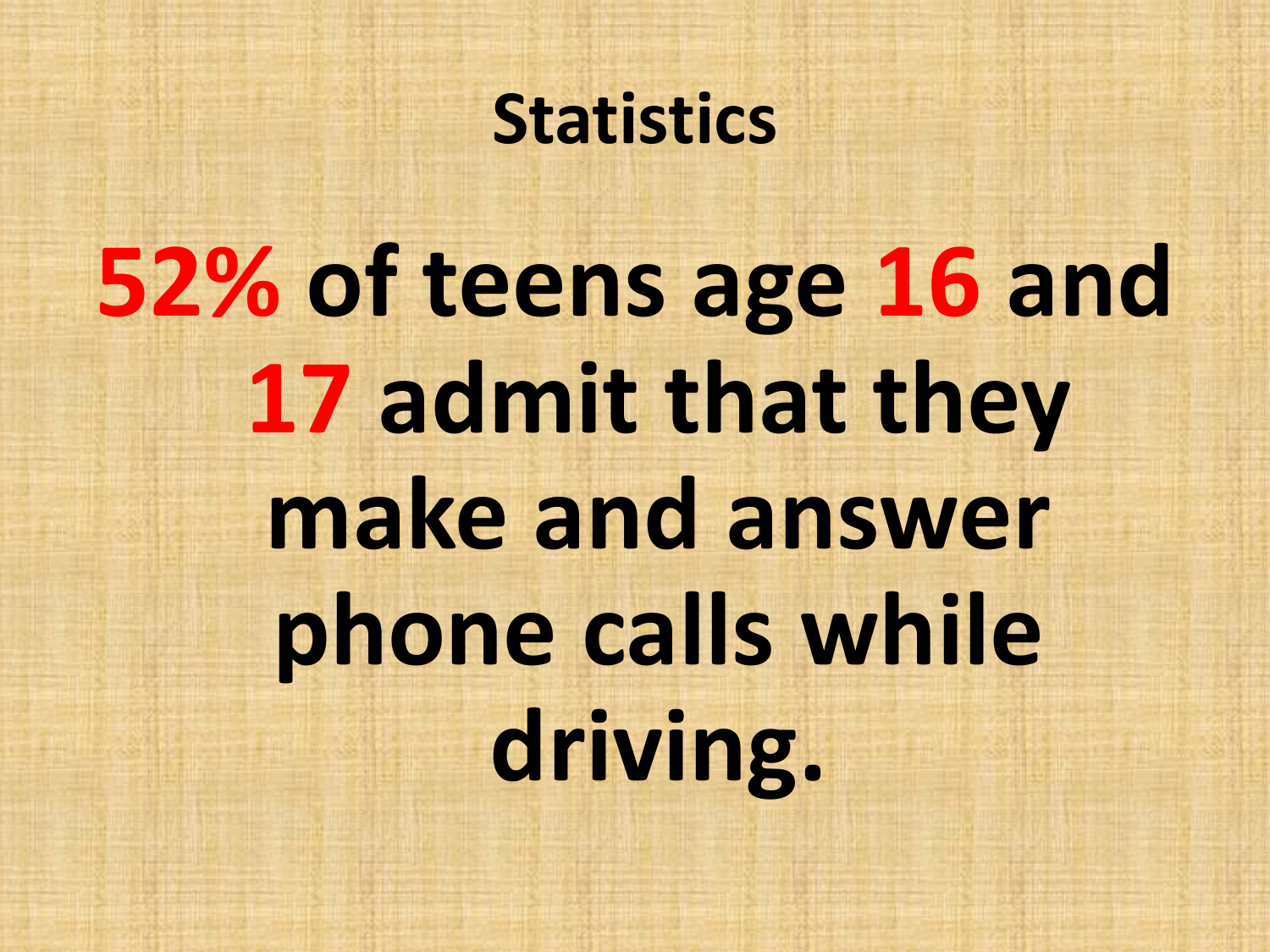# Statistics

**52% of teens age 16 and 17 admit that they make and answer phone calls while driving.**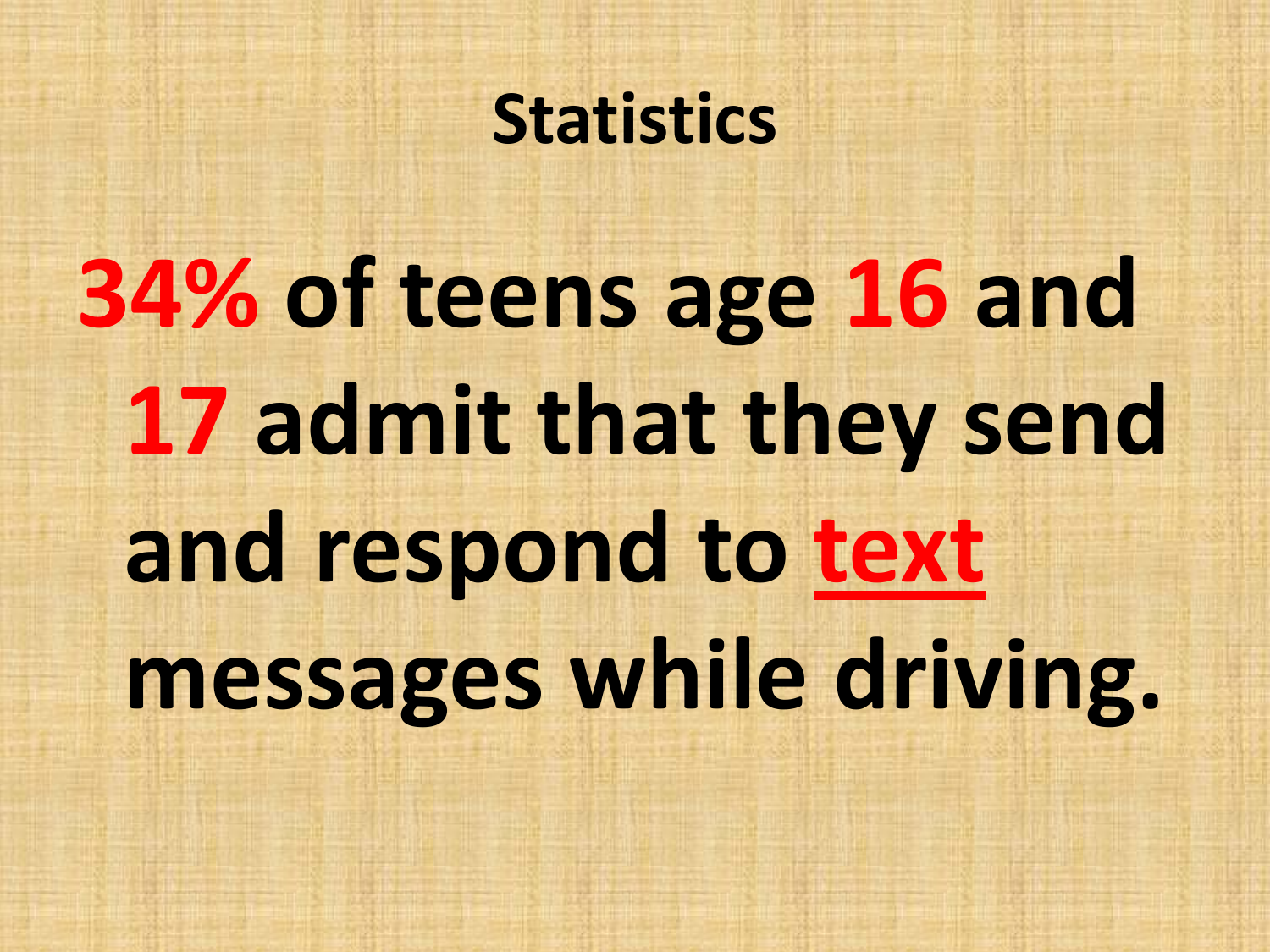# Statistics

**34% of teens age 16 and 17 admit that they send and respond to text messages while driving.**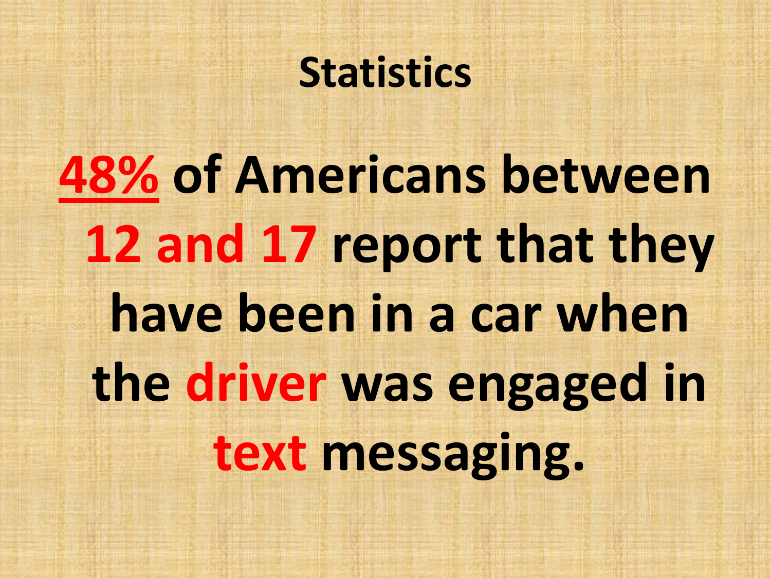# Statistics

**48% of Americans between 12 and 17 report that they have been in a car when the driver was engaged in text messaging.**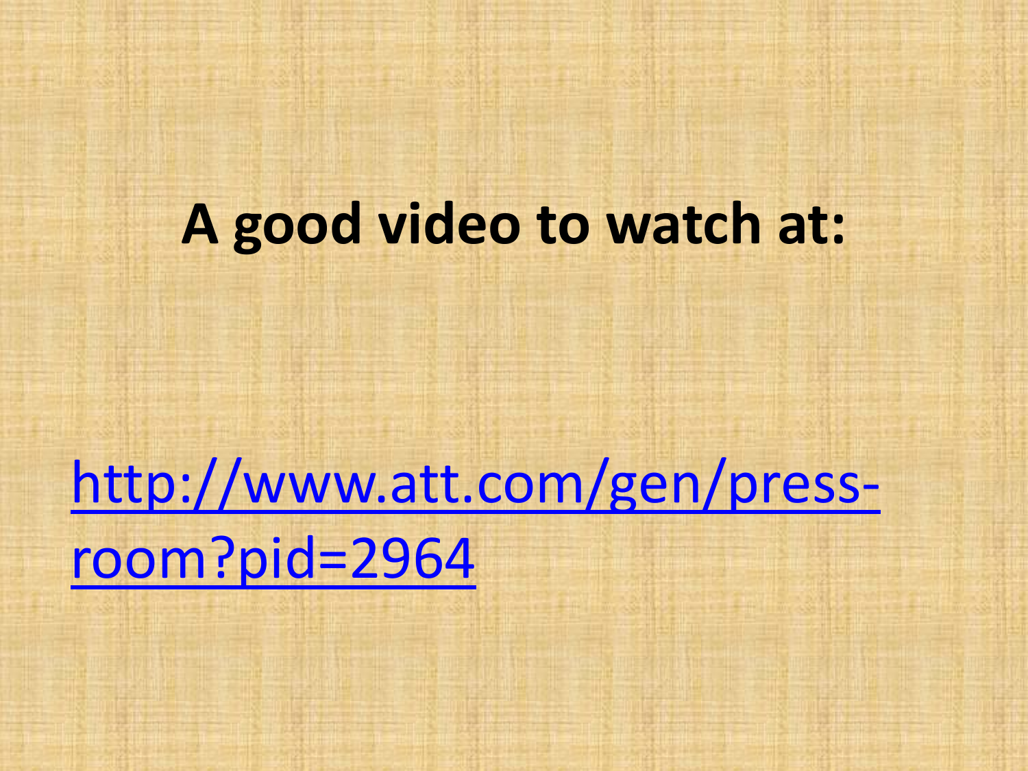# A good video to watch at:

[http://www.att.com/gen/press-room?pid=2964](http://www.att.com/gen/press-room?pid=2964)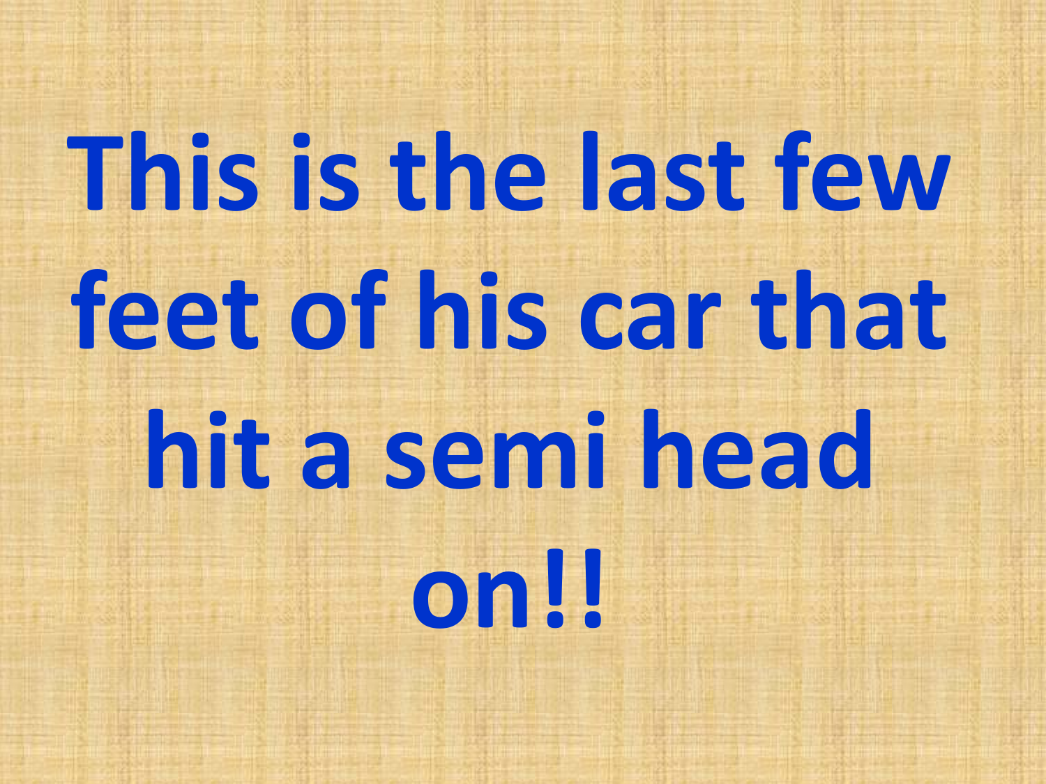# This is the last few feet of his car that hit a semi head on!!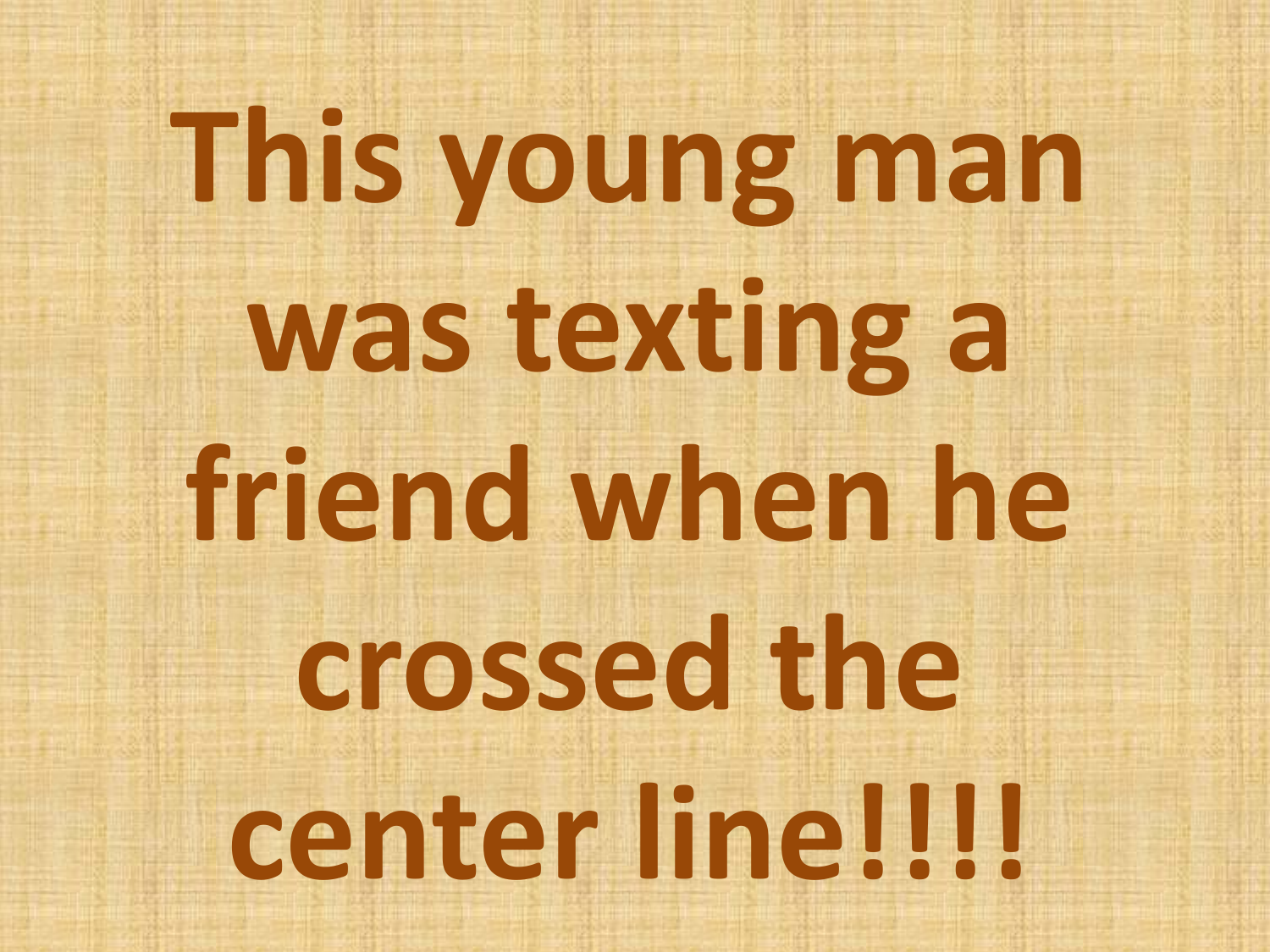# This young man was texting a friend when he crossed the center line!!!!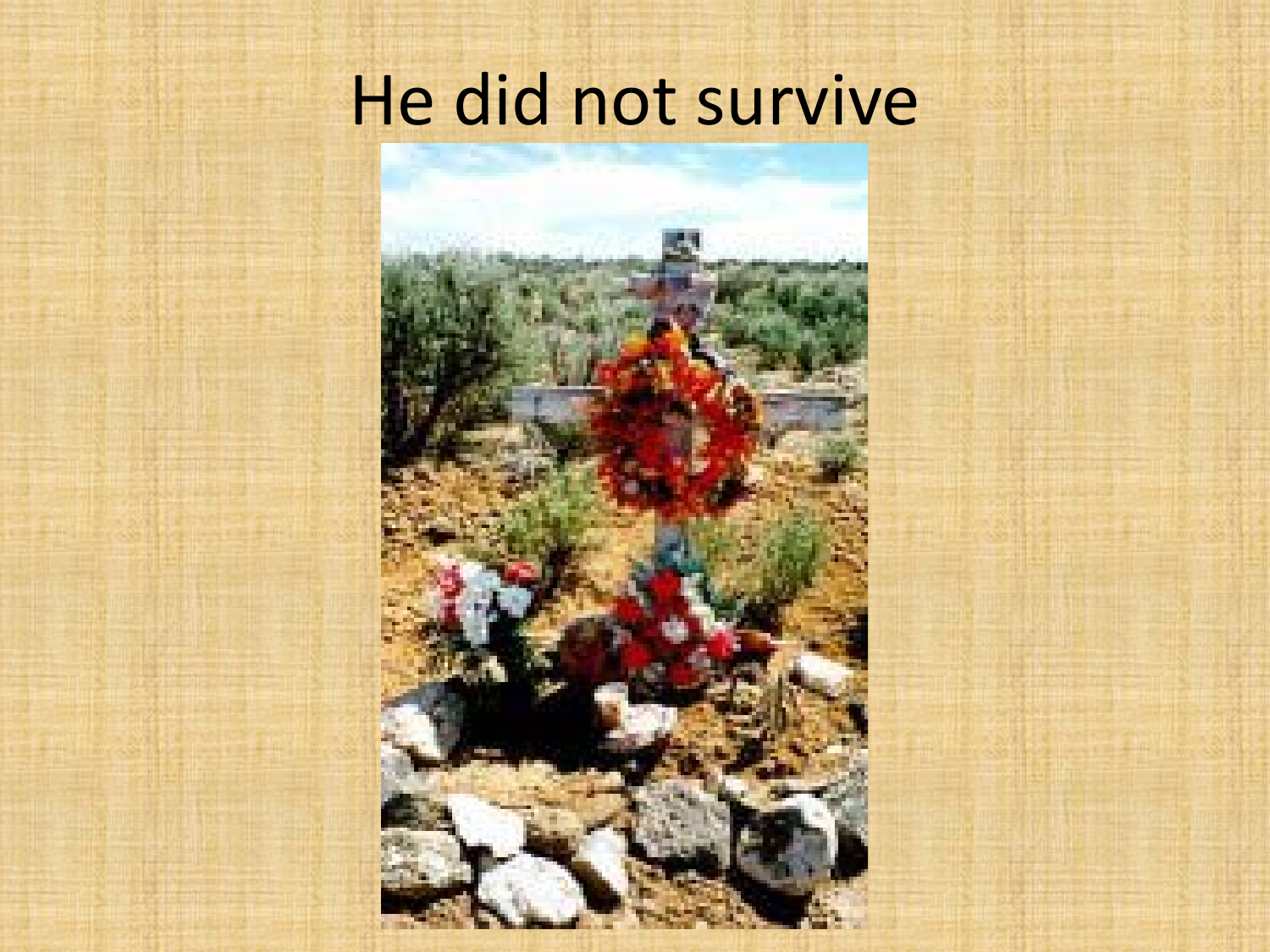# He did not survive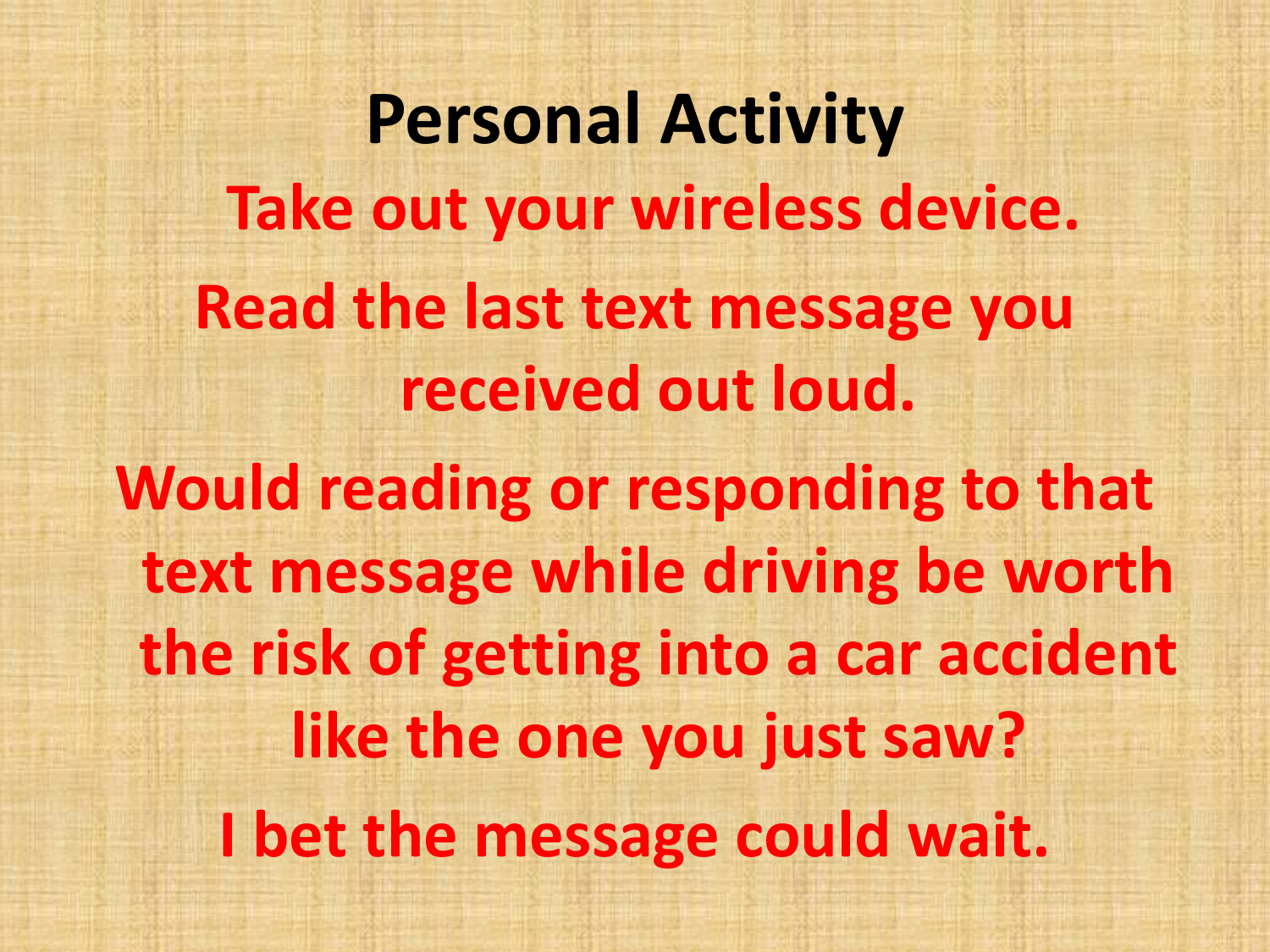# Personal Activity

**Take out your wireless device.**

**Read the last text message you received out loud.**

**Would reading or responding to that text message while driving be worth the risk of getting into a car accident like the one you just saw?**

**I bet the message could wait.**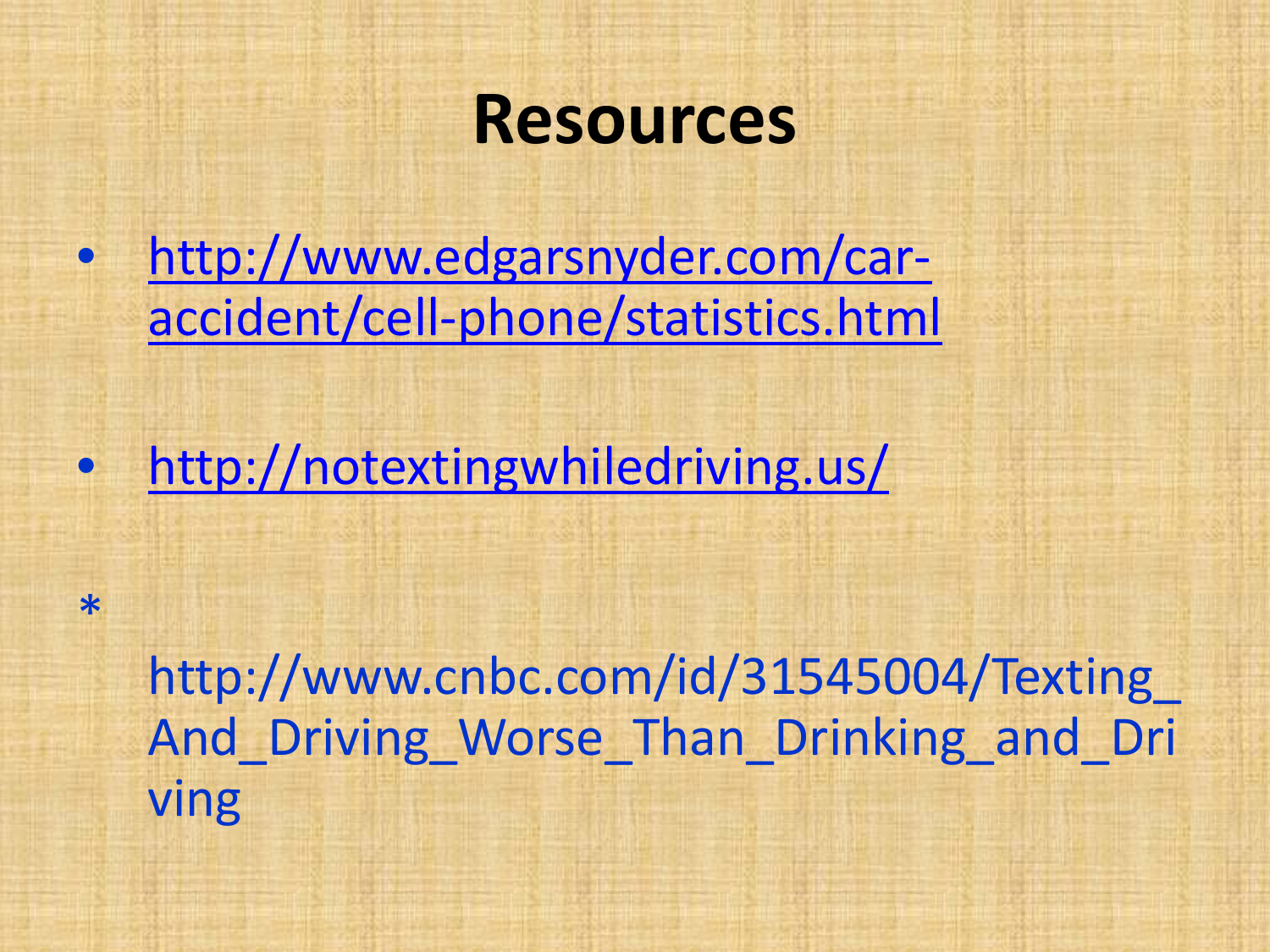# Resources

- http://www.edgarsnyder.com/car-accident/cell-phone/statistics.html
- http://notextingwhiledriving.us/

* http://www.cnbc.com/id/31545004/Texting_And_Driving_Worse_Than_Drinking_and_Driving